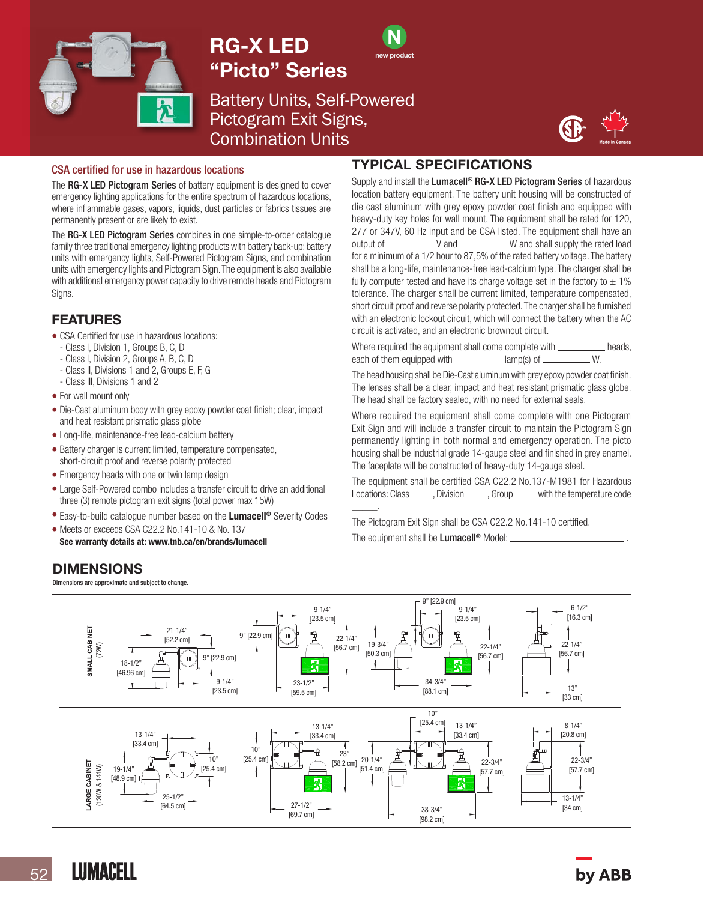# RG-X LED "Picto" Series

new product

Battery Units, Self-Powered Pictogram Exit Signs, Combination Units

Made in Canada

## CSA certified for use in hazardous locations

The **RG-X LED Pictogram Series** of battery equipment is designed to cover emergency lighting applications for the entire spectrum of hazardous locations, where inflammable gases, vapors, liquids, dust particles or fabrics tissues are permanently present or are likely to exist.

The **RG-X LED Pictogram Series** combines in one simple-to-order catalogue family three traditional emergency lighting products with battery back-up: battery units with emergency lights, Self-Powered Pictogram Signs, and combination units with emergency lights and Pictogram Sign. The equipment is also available with additional emergency power capacity to drive remote heads and Pictogram Signs.

## FEATURES

- CSA Certified for use in hazardous locations:
  - Class I, Division 1, Groups B, C, D
  - Class I, Division 2, Groups A, B, C, D
  - Class II, Divisions 1 and 2, Groups E, F, G
  - Class III, Divisions 1 and 2
- For wall mount only
- Die-Cast aluminum body with grey epoxy powder coat finish; clear, impact and heat resistant prismatic glass globe
- Long-life, maintenance-free lead-calcium battery
- Battery charger is current limited, temperature compensated, short-circuit proof and reverse polarity protected
- Emergency heads with one or twin lamp design
- Large Self-Powered combo includes a transfer circuit to drive an additional three (3) remote pictogram exit signs (total power max 15W)
- Easy-to-build catalogue number based on the **Lumacell®** Severity Codes
- Meets or exceeds CSA C22.2 No.141-10 & No. 137

**See warranty details at: www.tnb.ca/en/brands/lumacell**

## TYPICAL SPECIFICATIONS

Supply and install the **Lumacell® RG-X LED Pictogram Series** of hazardous location battery equipment. The battery unit housing will be constructed of die cast aluminum with grey epoxy powder coat finish and equipped with heavy-duty key holes for wall mount. The equipment shall be rated for 120, 277 or 347V, 60 Hz input and be CSA listed. The equipment shall have an output of __________ V and __________ W and shall supply the rated load for a minimum of a 1/2 hour to 87,5% of the rated battery voltage. The battery shall be a long-life, maintenance-free lead-calcium type. The charger shall be fully computer tested and have its charge voltage set in the factory to ± 1% tolerance. The charger shall be current limited, temperature compensated, short circuit proof and reverse polarity protected. The charger shall be furnished with an electronic lockout circuit, which will connect the battery when the AC circuit is activated, and an electronic brownout circuit.

Where required the equipment shall come complete with __________ heads, each of them equipped with __________ lamp(s) of __________ W.

The head housing shall be Die-Cast aluminum with grey epoxy powder coat finish. The lenses shall be a clear, impact and heat resistant prismatic glass globe. The head shall be factory sealed, with no need for external seals.

Where required the equipment shall come complete with one Pictogram Exit Sign and will include a transfer circuit to maintain the Pictogram Sign permanently lighting in both normal and emergency operation. The picto housing shall be industrial grade 14-gauge steel and finished in grey enamel. The faceplate will be constructed of heavy-duty 14-gauge steel.

The equipment shall be certified CSA C22.2 No.137-M1981 for Hazardous Locations: Class _____, Division _____, Group _____ with the temperature code _____.

The Pictogram Exit Sign shall be CSA C22.2 No.141-10 certified.

The equipment shall be **Lumacell®** Model: ______________________ .

## DIMENSIONS

Dimensions are approximate and subject to change.

**SMALL CABINET (72W)**: 21-1/4" [52.2 cm]; 18-1/2" [46.96 cm]; 9" [22.9 cm]; 9-1/4" [23.5 cm]; 9" [22.9 cm]; 9-1/4" [23.5 cm]; 22-1/4" [56.7 cm]; 23-1/2" [59.5 cm]; 9" [22.9 cm]; 9-1/4" [23.5 cm]; 19-3/4" [50.3 cm]; 22-1/4" [56.7 cm]; 34-3/4" [88.1 cm]; 6-1/2" [16.3 cm]; 22-1/4" [56.7 cm]; 13" [33 cm]

**LARGE CABINET (120W & 144W)**: 13-1/4" [33.4 cm]; 19-1/4" [48.9 cm]; 10" [25.4 cm]; 25-1/2" [64.5 cm]; 10" [25.4 cm]; 13-1/4" [33.4 cm]; 23" [58.2 cm]; 27-1/2" [69.7 cm]; 10" [25.4 cm]; 13-1/4" [33.4 cm]; 20-1/4" [51.4 cm]; 22-3/4" [57.7 cm]; 38-3/4" [98.2 cm]; 8-1/4" [20.8 cm]; 22-3/4" [57.7 cm]; 13-1/4" [34 cm]

LUMACELL by ABB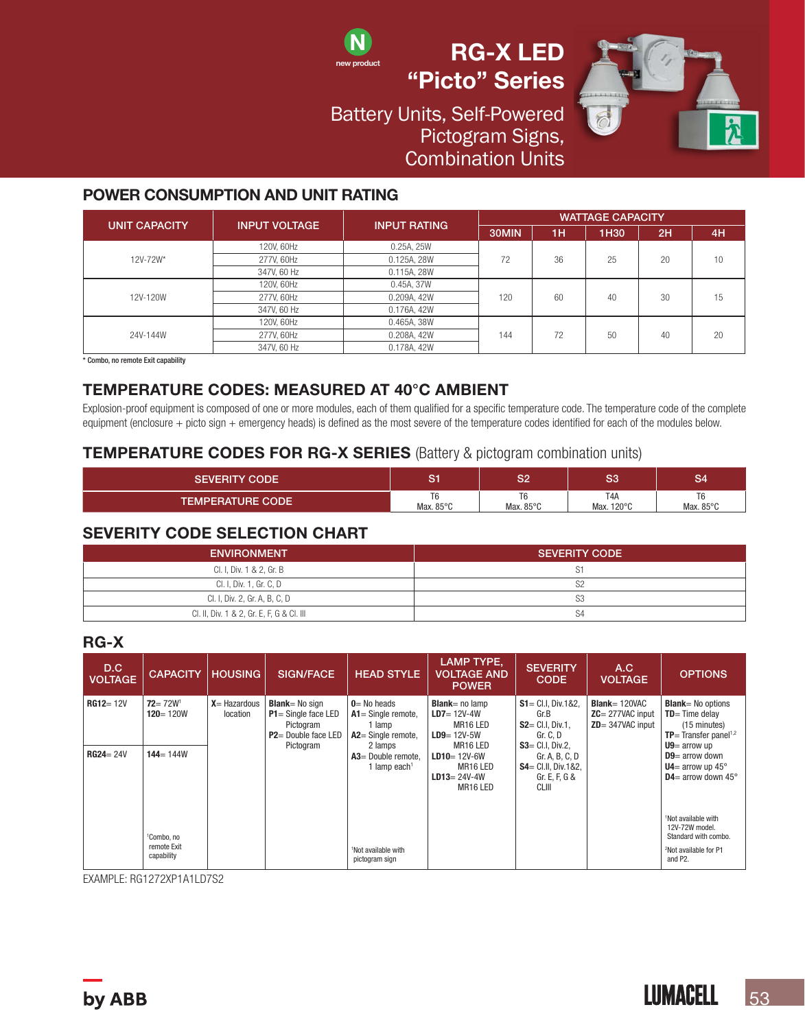N new product

# RG-X LED "Picto" Series

Battery Units, Self-Powered Pictogram Signs, Combination Units

## POWER CONSUMPTION AND UNIT RATING

| UNIT CAPACITY | INPUT VOLTAGE | INPUT RATING | WATTAGE CAPACITY | | | | |
|---|---|---|---|---|---|---|---|
| | | | 30MIN | 1H | 1H30 | 2H | 4H |
| 12V-72W* | 120V, 60Hz | 0.25A, 25W | 72 | 36 | 25 | 20 | 10 |
| | 277V, 60Hz | 0.125A, 28W | | | | | |
| | 347V, 60 Hz | 0.115A, 28W | | | | | |
| 12V-120W | 120V, 60Hz | 0.45A, 37W | 120 | 60 | 40 | 30 | 15 |
| | 277V, 60Hz | 0.209A, 42W | | | | | |
| | 347V, 60 Hz | 0.176A, 42W | | | | | |
| 24V-144W | 120V, 60Hz | 0.465A, 38W | 144 | 72 | 50 | 40 | 20 |
| | 277V, 60Hz | 0.208A, 42W | | | | | |
| | 347V, 60 Hz | 0.178A, 42W | | | | | |

\* Combo, no remote Exit capability

## TEMPERATURE CODES: MEASURED AT 40°C AMBIENT

Explosion-proof equipment is composed of one or more modules, each of them qualified for a specific temperature code. The temperature code of the complete equipment (enclosure + picto sign + emergency heads) is defined as the most severe of the temperature codes identified for each of the modules below.

## TEMPERATURE CODES FOR RG-X SERIES (Battery & pictogram combination units)

| SEVERITY CODE | S1 | S2 | S3 | S4 |
|---|---|---|---|---|
| TEMPERATURE CODE | T6 Max. 85°C | T6 Max. 85°C | T4A Max. 120°C | T6 Max. 85°C |

## SEVERITY CODE SELECTION CHART

| ENVIRONMENT | SEVERITY CODE |
|---|---|
| Cl. I, Div. 1 & 2, Gr. B | S1 |
| Cl. I, Div. 1, Gr. C, D | S2 |
| Cl. I, Div. 2, Gr. A, B, C, D | S3 |
| Cl. II, Div. 1 & 2, Gr. E, F, G & Cl. III | S4 |

## RG-X

| D.C VOLTAGE | CAPACITY | HOUSING | SIGN/FACE | HEAD STYLE | LAMP TYPE, VOLTAGE AND POWER | SEVERITY CODE | A.C VOLTAGE | OPTIONS |
|---|---|---|---|---|---|---|---|---|
| **RG12**= 12V<br>**RG24**= 24V | **72**= 72W[1]<br>**120**= 120W<br>**144**= 144W<br>[1]Combo, no remote Exit capability | **X**= Hazardous location | **Blank**= No sign<br>**P1**= Single face LED Pictogram<br>**P2**= Double face LED Pictogram | **0**= No heads<br>**A1**= Single remote, 1 lamp<br>**A2**= Single remote, 2 lamps<br>**A3**= Double remote, 1 lamp each[1]<br>[1]Not available with pictogram sign | **Blank**= no lamp<br>**LD7**= 12V-4W MR16 LED<br>**LD9**= 12V-5W MR16 LED<br>**LD10**= 12V-6W MR16 LED<br>**LD13**= 24V-4W MR16 LED | **S1**= Cl.I, Div.1&2, Gr.B<br>**S2**= Cl.I, Div.1, Gr. C, D<br>**S3**= Cl.I, Div.2, Gr. A, B, C, D<br>**S4**= Cl.II, Div.1&2, Gr. E, F, G & CLIII | **Blank**= 120VAC<br>**ZC**= 277VAC input<br>**ZD**= 347VAC input | **Blank**= No options<br>**TD**= Time delay (15 minutes)<br>**TP**= Transfer panel[1,2]<br>**U9**= arrow up<br>**D9**= arrow down<br>**U4**= arrow up 45°<br>**D4**= arrow down 45°<br>[1]Not available with 12V-72W model. Standard with combo.<br>[2]Not available for P1 and P2. |

EXAMPLE: RG1272XP1A1LD7S2

by ABB

LUMACELL